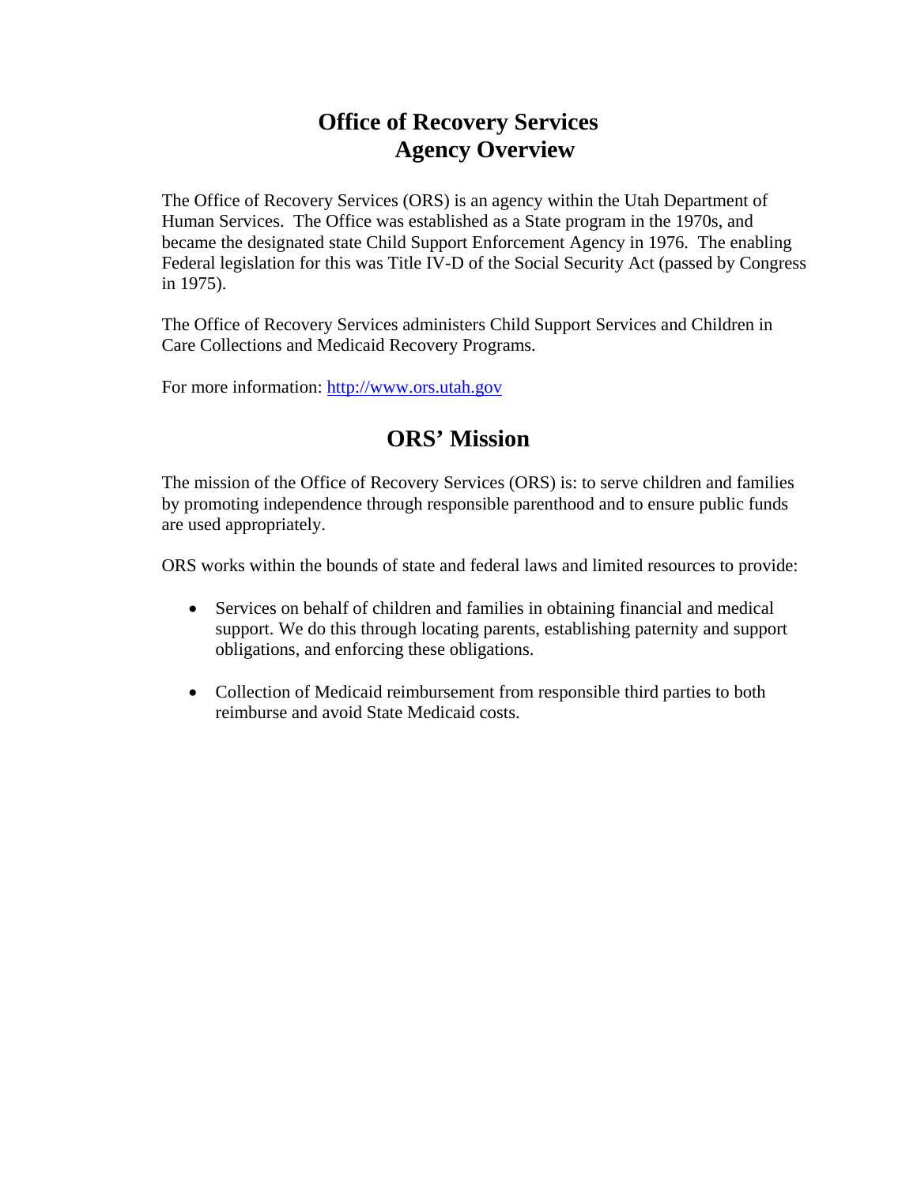# Office of Recovery Services
# Agency Overview

The Office of Recovery Services (ORS) is an agency within the Utah Department of Human Services. The Office was established as a State program in the 1970s, and became the designated state Child Support Enforcement Agency in 1976. The enabling Federal legislation for this was Title IV-D of the Social Security Act (passed by Congress in 1975).

The Office of Recovery Services administers Child Support Services and Children in Care Collections and Medicaid Recovery Programs.

For more information: http://www.ors.utah.gov

## ORS' Mission

The mission of the Office of Recovery Services (ORS) is: to serve children and families by promoting independence through responsible parenthood and to ensure public funds are used appropriately.

ORS works within the bounds of state and federal laws and limited resources to provide:

- Services on behalf of children and families in obtaining financial and medical support. We do this through locating parents, establishing paternity and support obligations, and enforcing these obligations.

- Collection of Medicaid reimbursement from responsible third parties to both reimburse and avoid State Medicaid costs.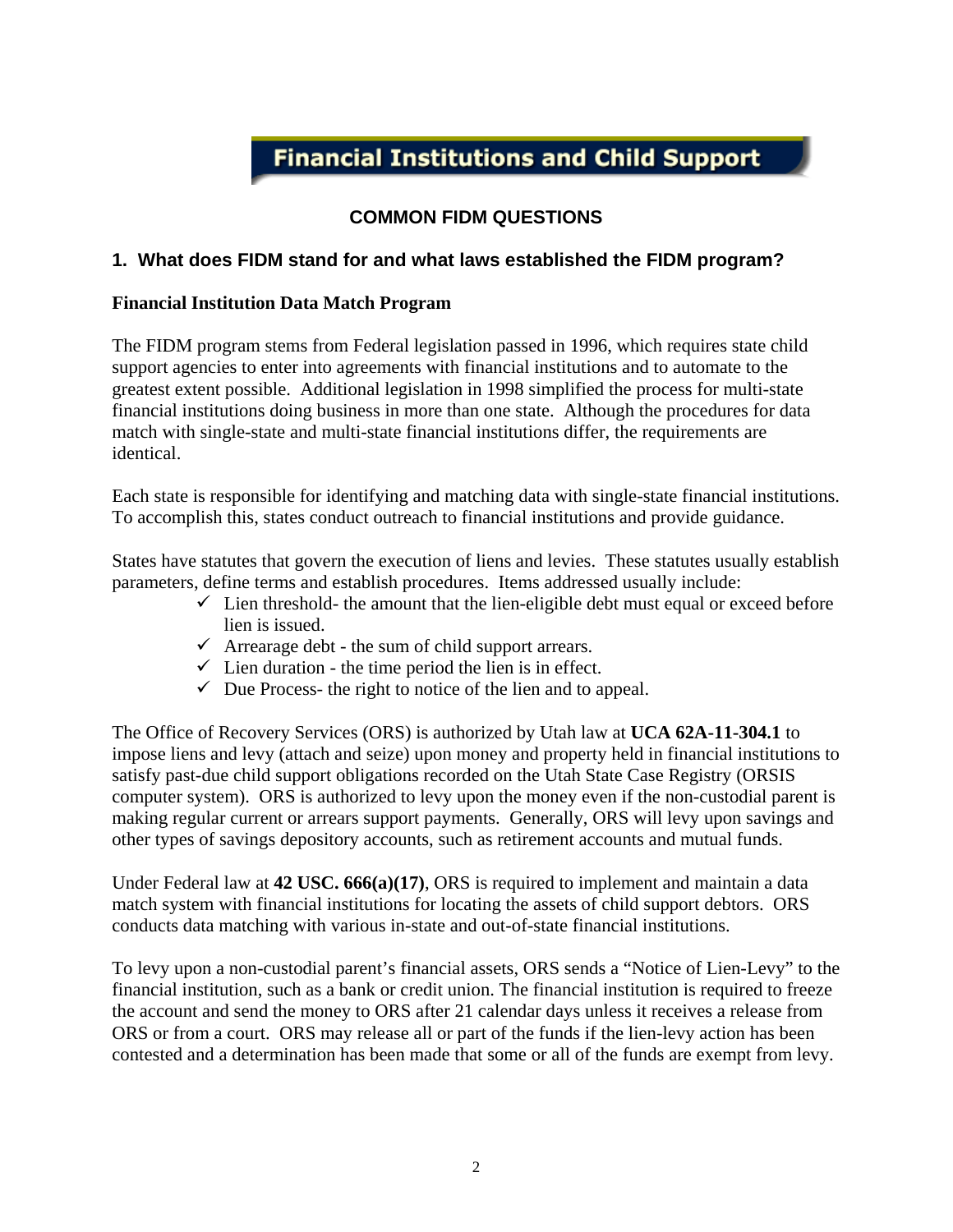# Financial Institutions and Child Support

## COMMON FIDM QUESTIONS

### 1. What does FIDM stand for and what laws established the FIDM program?

**Financial Institution Data Match Program**

The FIDM program stems from Federal legislation passed in 1996, which requires state child support agencies to enter into agreements with financial institutions and to automate to the greatest extent possible. Additional legislation in 1998 simplified the process for multi-state financial institutions doing business in more than one state. Although the procedures for data match with single-state and multi-state financial institutions differ, the requirements are identical.

Each state is responsible for identifying and matching data with single-state financial institutions. To accomplish this, states conduct outreach to financial institutions and provide guidance.

States have statutes that govern the execution of liens and levies. These statutes usually establish parameters, define terms and establish procedures. Items addressed usually include:

- ✓ Lien threshold- the amount that the lien-eligible debt must equal or exceed before lien is issued.
- ✓ Arrearage debt - the sum of child support arrears.
- ✓ Lien duration - the time period the lien is in effect.
- ✓ Due Process- the right to notice of the lien and to appeal.

The Office of Recovery Services (ORS) is authorized by Utah law at **UCA 62A-11-304.1** to impose liens and levy (attach and seize) upon money and property held in financial institutions to satisfy past-due child support obligations recorded on the Utah State Case Registry (ORSIS computer system). ORS is authorized to levy upon the money even if the non-custodial parent is making regular current or arrears support payments. Generally, ORS will levy upon savings and other types of savings depository accounts, such as retirement accounts and mutual funds.

Under Federal law at **42 USC. 666(a)(17)**, ORS is required to implement and maintain a data match system with financial institutions for locating the assets of child support debtors. ORS conducts data matching with various in-state and out-of-state financial institutions.

To levy upon a non-custodial parent's financial assets, ORS sends a "Notice of Lien-Levy" to the financial institution, such as a bank or credit union. The financial institution is required to freeze the account and send the money to ORS after 21 calendar days unless it receives a release from ORS or from a court. ORS may release all or part of the funds if the lien-levy action has been contested and a determination has been made that some or all of the funds are exempt from levy.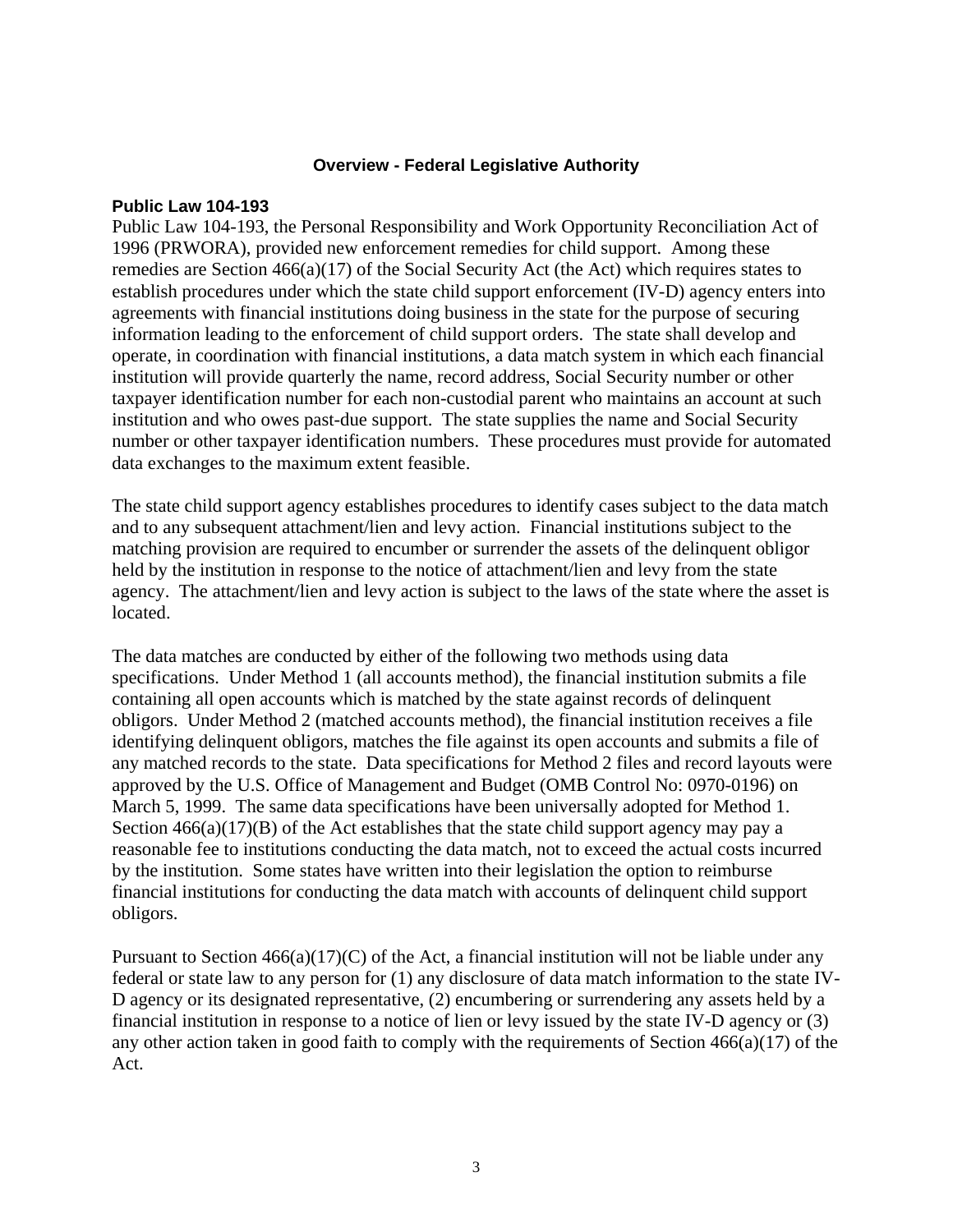## Overview - Federal Legislative Authority

### Public Law 104-193

Public Law 104-193, the Personal Responsibility and Work Opportunity Reconciliation Act of 1996 (PRWORA), provided new enforcement remedies for child support. Among these remedies are Section 466(a)(17) of the Social Security Act (the Act) which requires states to establish procedures under which the state child support enforcement (IV-D) agency enters into agreements with financial institutions doing business in the state for the purpose of securing information leading to the enforcement of child support orders. The state shall develop and operate, in coordination with financial institutions, a data match system in which each financial institution will provide quarterly the name, record address, Social Security number or other taxpayer identification number for each non-custodial parent who maintains an account at such institution and who owes past-due support. The state supplies the name and Social Security number or other taxpayer identification numbers. These procedures must provide for automated data exchanges to the maximum extent feasible.

The state child support agency establishes procedures to identify cases subject to the data match and to any subsequent attachment/lien and levy action. Financial institutions subject to the matching provision are required to encumber or surrender the assets of the delinquent obligor held by the institution in response to the notice of attachment/lien and levy from the state agency. The attachment/lien and levy action is subject to the laws of the state where the asset is located.

The data matches are conducted by either of the following two methods using data specifications. Under Method 1 (all accounts method), the financial institution submits a file containing all open accounts which is matched by the state against records of delinquent obligors. Under Method 2 (matched accounts method), the financial institution receives a file identifying delinquent obligors, matches the file against its open accounts and submits a file of any matched records to the state. Data specifications for Method 2 files and record layouts were approved by the U.S. Office of Management and Budget (OMB Control No: 0970-0196) on March 5, 1999. The same data specifications have been universally adopted for Method 1. Section 466(a)(17)(B) of the Act establishes that the state child support agency may pay a reasonable fee to institutions conducting the data match, not to exceed the actual costs incurred by the institution. Some states have written into their legislation the option to reimburse financial institutions for conducting the data match with accounts of delinquent child support obligors.

Pursuant to Section 466(a)(17)(C) of the Act, a financial institution will not be liable under any federal or state law to any person for (1) any disclosure of data match information to the state IV-D agency or its designated representative, (2) encumbering or surrendering any assets held by a financial institution in response to a notice of lien or levy issued by the state IV-D agency or (3) any other action taken in good faith to comply with the requirements of Section 466(a)(17) of the Act.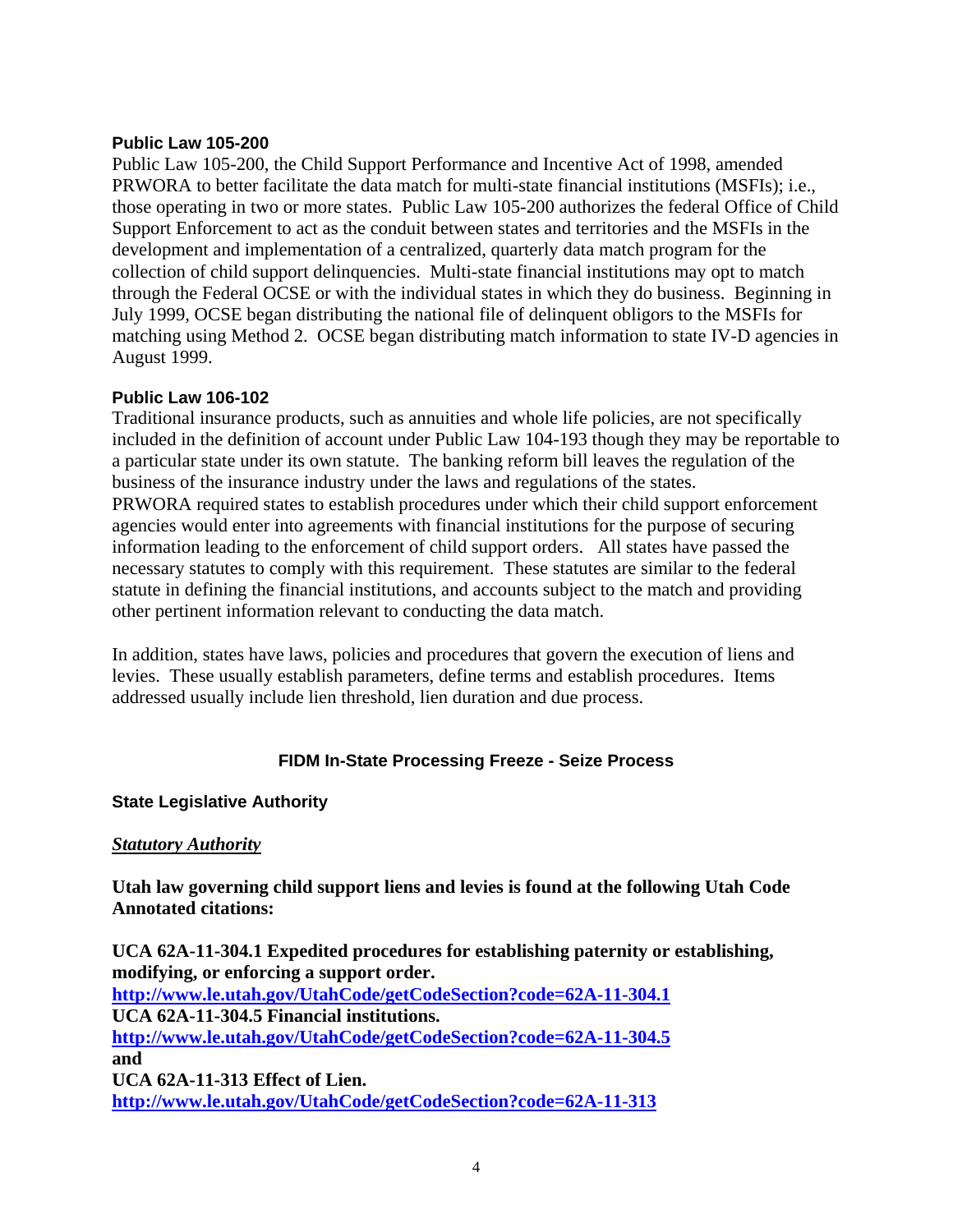### Public Law 105-200

Public Law 105-200, the Child Support Performance and Incentive Act of 1998, amended PRWORA to better facilitate the data match for multi-state financial institutions (MSFIs); i.e., those operating in two or more states. Public Law 105-200 authorizes the federal Office of Child Support Enforcement to act as the conduit between states and territories and the MSFIs in the development and implementation of a centralized, quarterly data match program for the collection of child support delinquencies. Multi-state financial institutions may opt to match through the Federal OCSE or with the individual states in which they do business. Beginning in July 1999, OCSE began distributing the national file of delinquent obligors to the MSFIs for matching using Method 2. OCSE began distributing match information to state IV-D agencies in August 1999.

### Public Law 106-102

Traditional insurance products, such as annuities and whole life policies, are not specifically included in the definition of account under Public Law 104-193 though they may be reportable to a particular state under its own statute. The banking reform bill leaves the regulation of the business of the insurance industry under the laws and regulations of the states.
PRWORA required states to establish procedures under which their child support enforcement agencies would enter into agreements with financial institutions for the purpose of securing information leading to the enforcement of child support orders. All states have passed the necessary statutes to comply with this requirement. These statutes are similar to the federal statute in defining the financial institutions, and accounts subject to the match and providing other pertinent information relevant to conducting the data match.

In addition, states have laws, policies and procedures that govern the execution of liens and levies. These usually establish parameters, define terms and establish procedures. Items addressed usually include lien threshold, lien duration and due process.

## FIDM In-State Processing Freeze - Seize Process

### State Legislative Authority

***Statutory Authority***

**Utah law governing child support liens and levies is found at the following Utah Code Annotated citations:**

**UCA 62A-11-304.1 Expedited procedures for establishing paternity or establishing, modifying, or enforcing a support order.**
**http://www.le.utah.gov/UtahCode/getCodeSection?code=62A-11-304.1**
**UCA 62A-11-304.5 Financial institutions.**
**http://www.le.utah.gov/UtahCode/getCodeSection?code=62A-11-304.5**
**and**
**UCA 62A-11-313 Effect of Lien.**
**http://www.le.utah.gov/UtahCode/getCodeSection?code=62A-11-313**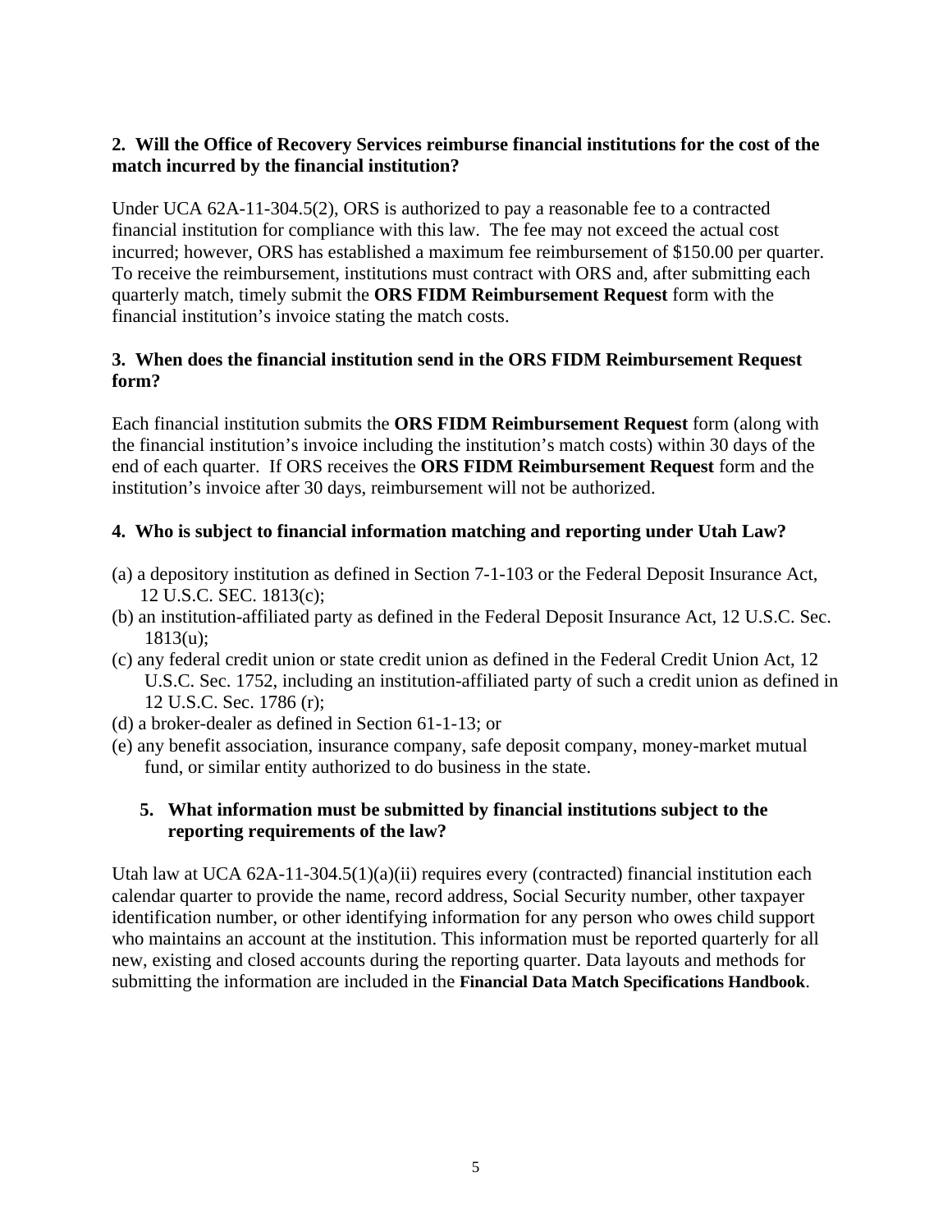**2. Will the Office of Recovery Services reimburse financial institutions for the cost of the match incurred by the financial institution?**

Under UCA 62A-11-304.5(2), ORS is authorized to pay a reasonable fee to a contracted financial institution for compliance with this law. The fee may not exceed the actual cost incurred; however, ORS has established a maximum fee reimbursement of $150.00 per quarter. To receive the reimbursement, institutions must contract with ORS and, after submitting each quarterly match, timely submit the **ORS FIDM Reimbursement Request** form with the financial institution's invoice stating the match costs.

**3. When does the financial institution send in the ORS FIDM Reimbursement Request form?**

Each financial institution submits the **ORS FIDM Reimbursement Request** form (along with the financial institution's invoice including the institution's match costs) within 30 days of the end of each quarter. If ORS receives the **ORS FIDM Reimbursement Request** form and the institution's invoice after 30 days, reimbursement will not be authorized.

**4. Who is subject to financial information matching and reporting under Utah Law?**

(a) a depository institution as defined in Section 7-1-103 or the Federal Deposit Insurance Act, 12 U.S.C. SEC. 1813(c);
(b) an institution-affiliated party as defined in the Federal Deposit Insurance Act, 12 U.S.C. Sec. 1813(u);
(c) any federal credit union or state credit union as defined in the Federal Credit Union Act, 12 U.S.C. Sec. 1752, including an institution-affiliated party of such a credit union as defined in 12 U.S.C. Sec. 1786 (r);
(d) a broker-dealer as defined in Section 61-1-13; or
(e) any benefit association, insurance company, safe deposit company, money-market mutual fund, or similar entity authorized to do business in the state.

**5. What information must be submitted by financial institutions subject to the reporting requirements of the law?**

Utah law at UCA 62A-11-304.5(1)(a)(ii) requires every (contracted) financial institution each calendar quarter to provide the name, record address, Social Security number, other taxpayer identification number, or other identifying information for any person who owes child support who maintains an account at the institution. This information must be reported quarterly for all new, existing and closed accounts during the reporting quarter. Data layouts and methods for submitting the information are included in the **Financial Data Match Specifications Handbook**.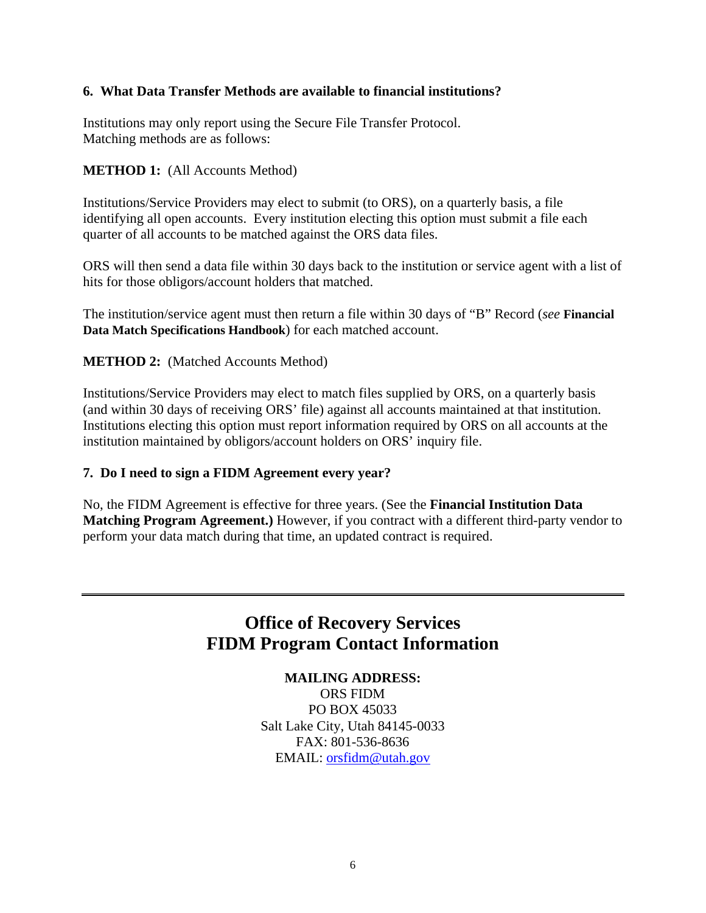**6. What Data Transfer Methods are available to financial institutions?**

Institutions may only report using the Secure File Transfer Protocol.
Matching methods are as follows:

**METHOD 1:** (All Accounts Method)

Institutions/Service Providers may elect to submit (to ORS), on a quarterly basis, a file identifying all open accounts. Every institution electing this option must submit a file each quarter of all accounts to be matched against the ORS data files.

ORS will then send a data file within 30 days back to the institution or service agent with a list of hits for those obligors/account holders that matched.

The institution/service agent must then return a file within 30 days of "B" Record (*see* **Financial Data Match Specifications Handbook**) for each matched account.

**METHOD 2:** (Matched Accounts Method)

Institutions/Service Providers may elect to match files supplied by ORS, on a quarterly basis (and within 30 days of receiving ORS' file) against all accounts maintained at that institution. Institutions electing this option must report information required by ORS on all accounts at the institution maintained by obligors/account holders on ORS' inquiry file.

**7. Do I need to sign a FIDM Agreement every year?**

No, the FIDM Agreement is effective for three years. (See the **Financial Institution Data Matching Program Agreement.)** However, if you contract with a different third-party vendor to perform your data match during that time, an updated contract is required.

---

# Office of Recovery Services
# FIDM Program Contact Information

**MAILING ADDRESS:**
ORS FIDM
PO BOX 45033
Salt Lake City, Utah 84145-0033
FAX: 801-536-8636
EMAIL: orsfidm@utah.gov